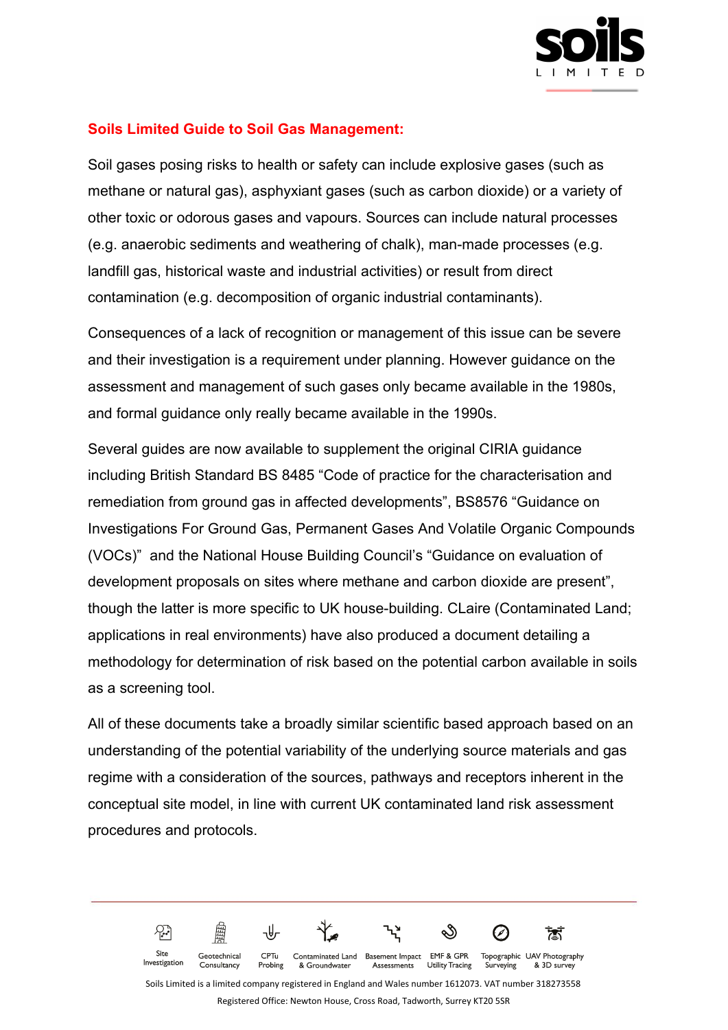## Soils Limited Guide to Soil Gas Management:

Soil gases posing risks to health or safety can include explosive gases (such as methane or natural gas), asphyxiant gases (such as carbon dioxide) or a variety of other toxic or odorous gases and vapours. Sources can include natural processes (e.g. anaerobic sediments and weathering of chalk), man-made processes (e.g. landfill gas, historical waste and industrial activities) or result from direct contamination (e.g. decomposition of organic industrial contaminants).

Consequences of a lack of recognition or management of this issue can be severe and their investigation is a requirement under planning. However guidance on the assessment and management of such gases only became available in the 1980s, and formal guidance only really became available in the 1990s.

Several guides are now available to supplement the original CIRIA guidance including British Standard BS 8485 "Code of practice for the characterisation and remediation from ground gas in affected developments", BS8576 "Guidance on Investigations For Ground Gas, Permanent Gases And Volatile Organic Compounds (VOCs)" and the National House Building Council's "Guidance on evaluation of development proposals on sites where methane and carbon dioxide are present", though the latter is more specific to UK house-building. CLaire (Contaminated Land; applications in real environments) have also produced a document detailing a methodology for determination of risk based on the potential carbon available in soils as a screening tool.

All of these documents take a broadly similar scientific based approach based on an understanding of the potential variability of the underlying source materials and gas regime with a consideration of the sources, pathways and receptors inherent in the conceptual site model, in line with current UK contaminated land risk assessment procedures and protocols.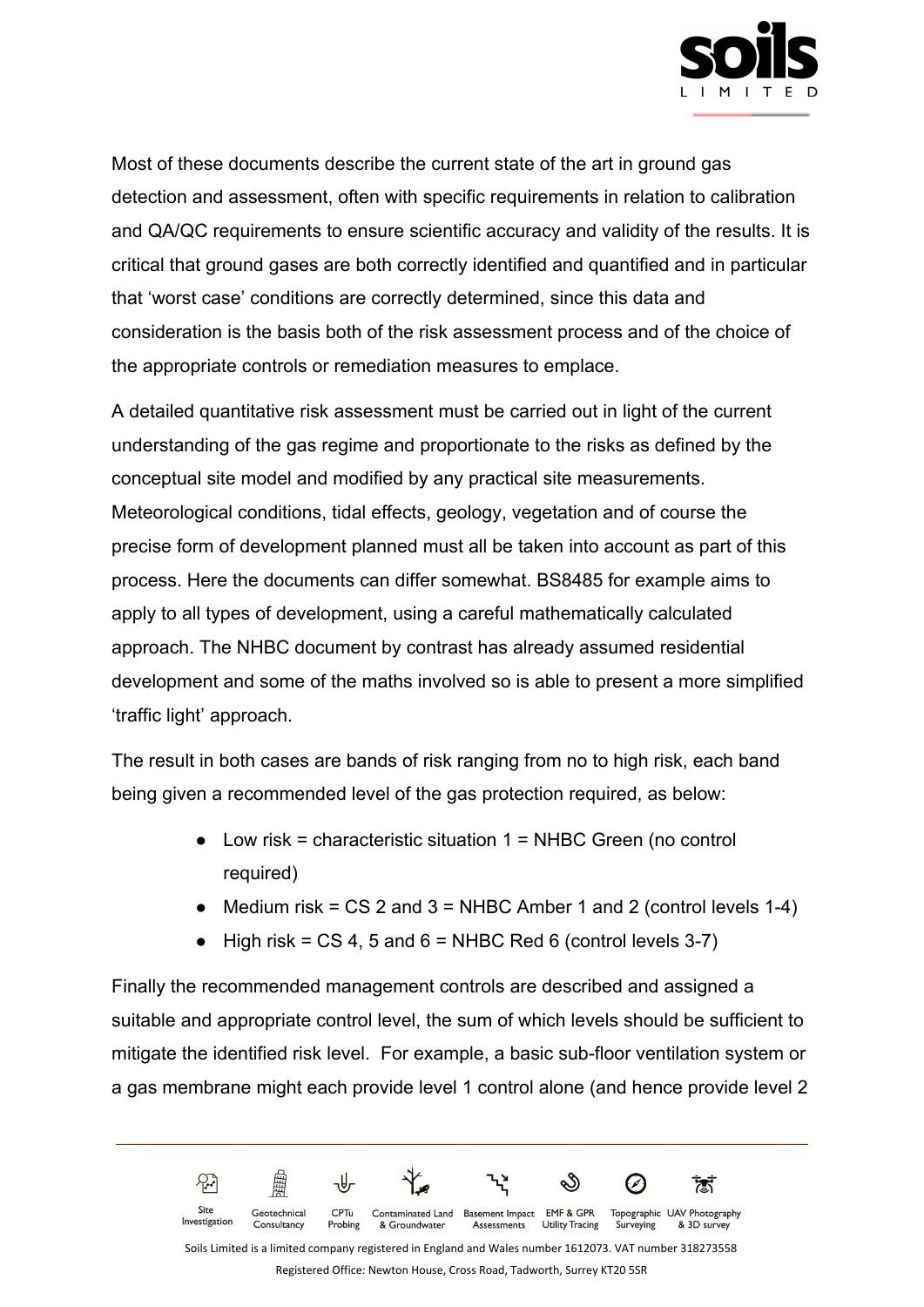Most of these documents describe the current state of the art in ground gas detection and assessment, often with specific requirements in relation to calibration and QA/QC requirements to ensure scientific accuracy and validity of the results. It is critical that ground gases are both correctly identified and quantified and in particular that 'worst case' conditions are correctly determined, since this data and consideration is the basis both of the risk assessment process and of the choice of the appropriate controls or remediation measures to emplace.

A detailed quantitative risk assessment must be carried out in light of the current understanding of the gas regime and proportionate to the risks as defined by the conceptual site model and modified by any practical site measurements. Meteorological conditions, tidal effects, geology, vegetation and of course the precise form of development planned must all be taken into account as part of this process. Here the documents can differ somewhat. BS8485 for example aims to apply to all types of development, using a careful mathematically calculated approach. The NHBC document by contrast has already assumed residential development and some of the maths involved so is able to present a more simplified 'traffic light' approach.

The result in both cases are bands of risk ranging from no to high risk, each band being given a recommended level of the gas protection required, as below:

- Low risk = characteristic situation 1 = NHBC Green (no control required)
- Medium risk = CS 2 and 3 = NHBC Amber 1 and 2 (control levels 1-4)
- High risk = CS 4, 5 and 6 = NHBC Red 6 (control levels 3-7)

Finally the recommended management controls are described and assigned a suitable and appropriate control level, the sum of which levels should be sufficient to mitigate the identified risk level. For example, a basic sub-floor ventilation system or a gas membrane might each provide level 1 control alone (and hence provide level 2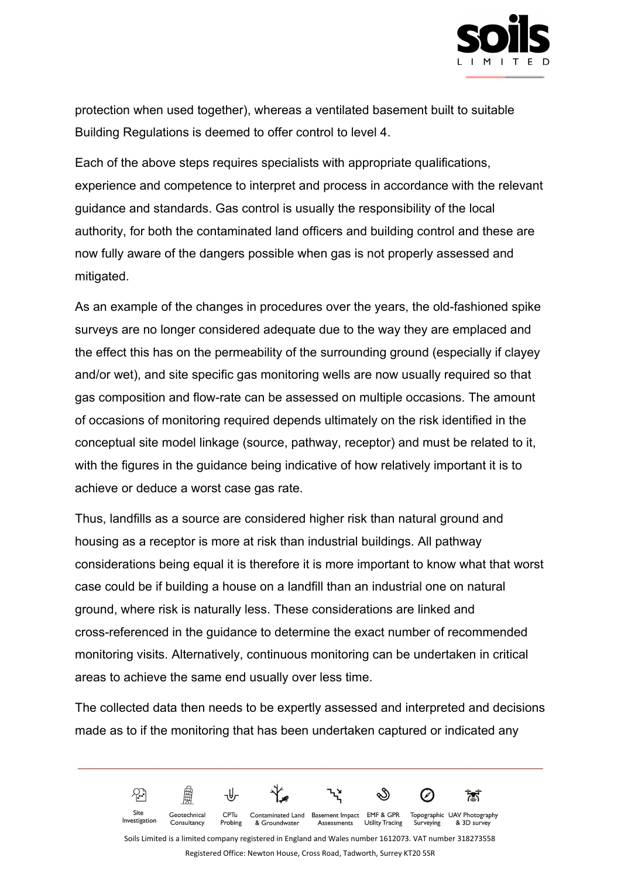protection when used together), whereas a ventilated basement built to suitable Building Regulations is deemed to offer control to level 4.

Each of the above steps requires specialists with appropriate qualifications, experience and competence to interpret and process in accordance with the relevant guidance and standards. Gas control is usually the responsibility of the local authority, for both the contaminated land officers and building control and these are now fully aware of the dangers possible when gas is not properly assessed and mitigated.

As an example of the changes in procedures over the years, the old-fashioned spike surveys are no longer considered adequate due to the way they are emplaced and the effect this has on the permeability of the surrounding ground (especially if clayey and/or wet), and site specific gas monitoring wells are now usually required so that gas composition and flow-rate can be assessed on multiple occasions. The amount of occasions of monitoring required depends ultimately on the risk identified in the conceptual site model linkage (source, pathway, receptor) and must be related to it, with the figures in the guidance being indicative of how relatively important it is to achieve or deduce a worst case gas rate.

Thus, landfills as a source are considered higher risk than natural ground and housing as a receptor is more at risk than industrial buildings. All pathway considerations being equal it is therefore it is more important to know what that worst case could be if building a house on a landfill than an industrial one on natural ground, where risk is naturally less. These considerations are linked and cross-referenced in the guidance to determine the exact number of recommended monitoring visits. Alternatively, continuous monitoring can be undertaken in critical areas to achieve the same end usually over less time.

The collected data then needs to be expertly assessed and interpreted and decisions made as to if the monitoring that has been undertaken captured or indicated any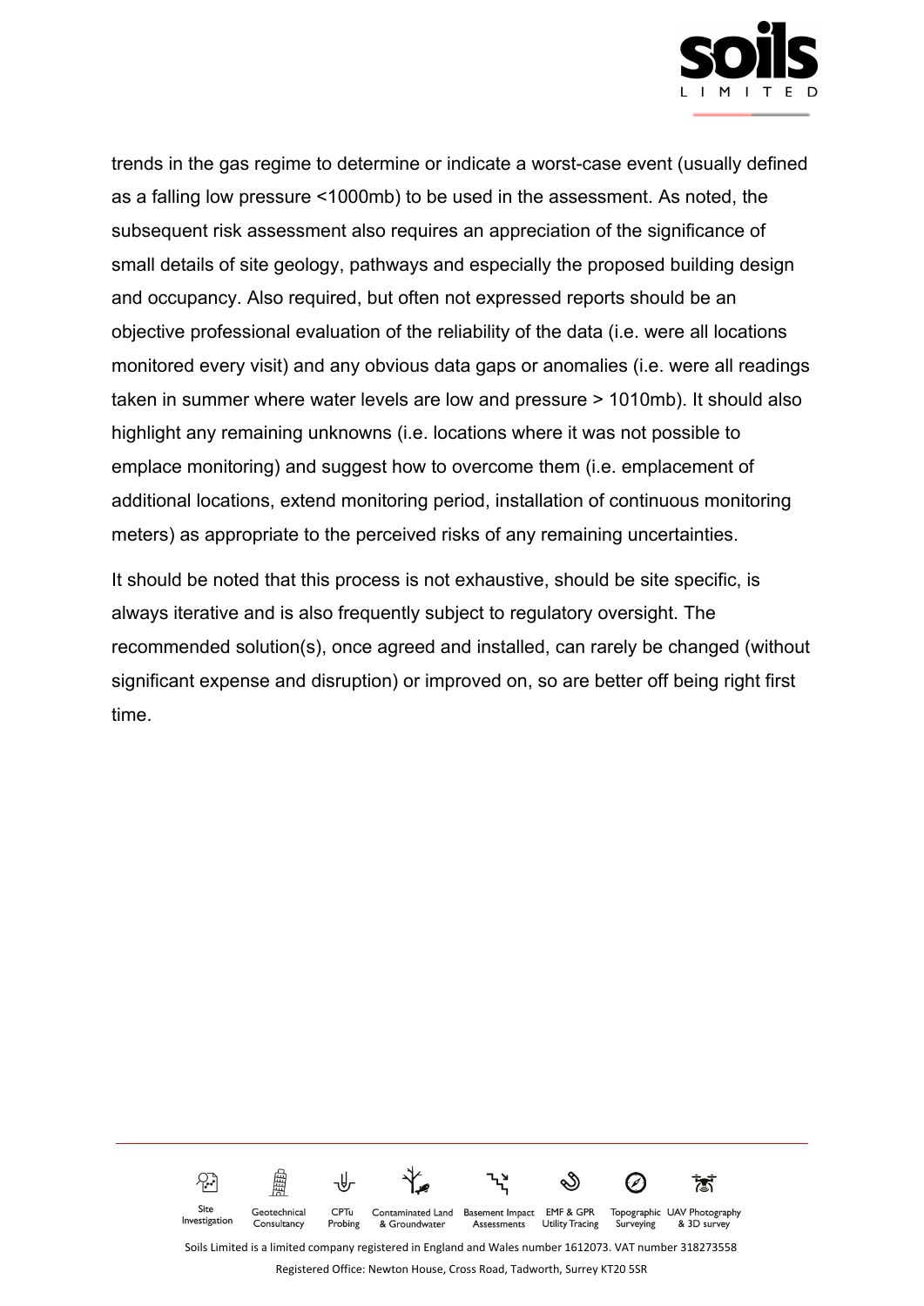trends in the gas regime to determine or indicate a worst-case event (usually defined as a falling low pressure <1000mb) to be used in the assessment. As noted, the subsequent risk assessment also requires an appreciation of the significance of small details of site geology, pathways and especially the proposed building design and occupancy. Also required, but often not expressed reports should be an objective professional evaluation of the reliability of the data (i.e. were all locations monitored every visit) and any obvious data gaps or anomalies (i.e. were all readings taken in summer where water levels are low and pressure > 1010mb). It should also highlight any remaining unknowns (i.e. locations where it was not possible to emplace monitoring) and suggest how to overcome them (i.e. emplacement of additional locations, extend monitoring period, installation of continuous monitoring meters) as appropriate to the perceived risks of any remaining uncertainties.

It should be noted that this process is not exhaustive, should be site specific, is always iterative and is also frequently subject to regulatory oversight. The recommended solution(s), once agreed and installed, can rarely be changed (without significant expense and disruption) or improved on, so are better off being right first time.